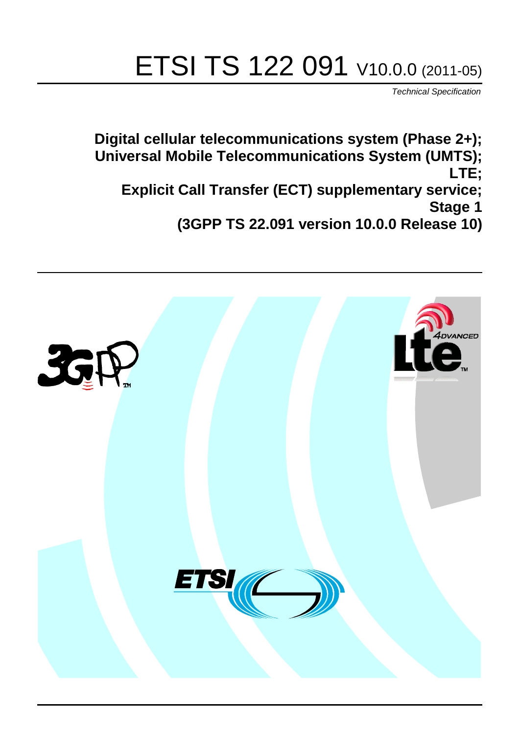# ETSI TS 122 091 V10.0.0 (2011-05)

*Technical Specification*

**Digital cellular telecommunications system (Phase 2+); Universal Mobile Telecommunications System (UMTS); LTE; Explicit Call Transfer (ECT) supplementary service; Stage 1 (3GPP TS 22.091 version 10.0.0 Release 10)**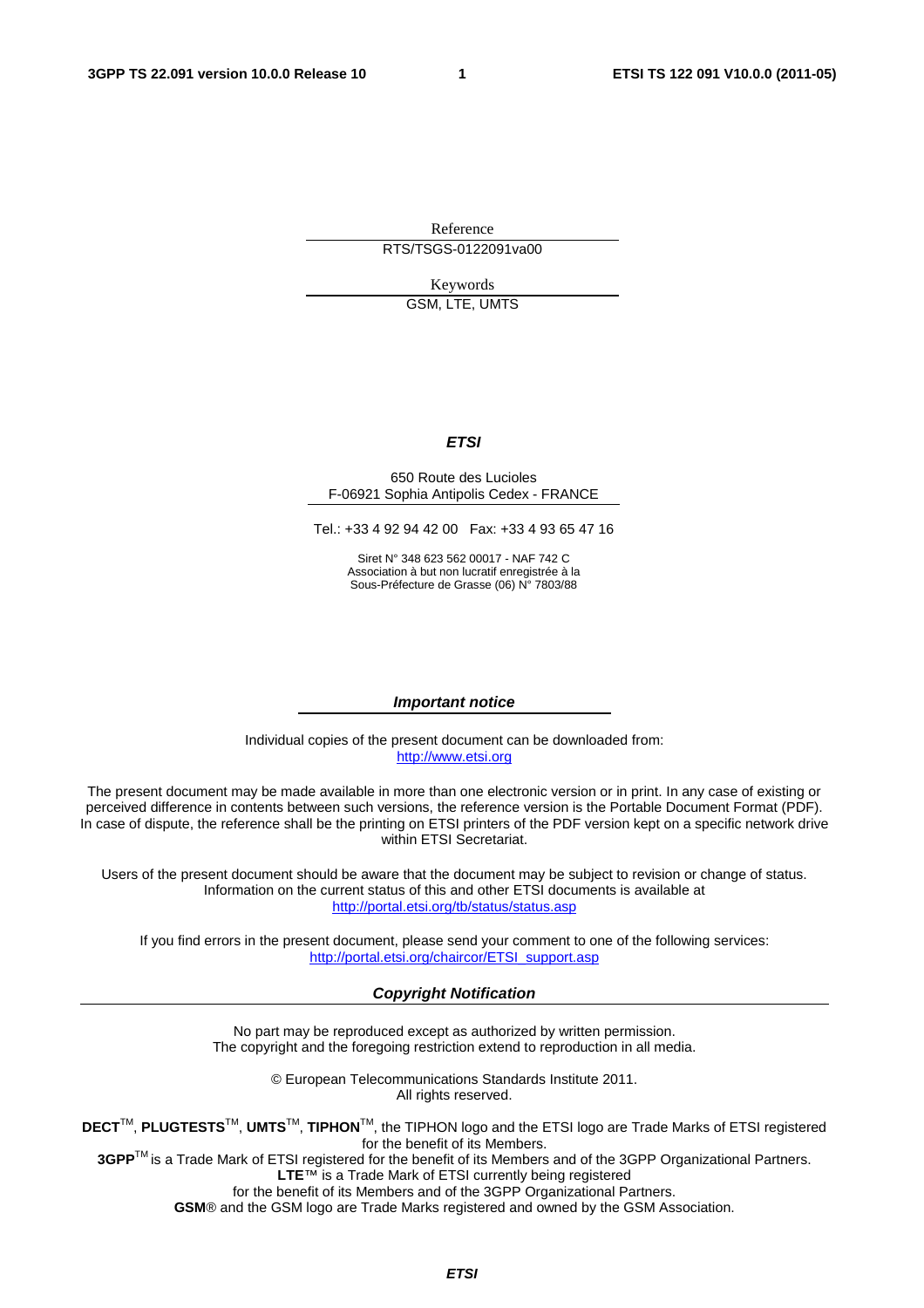Reference

RTS/TSGS-0122091va00

Keywords

GSM, LTE, UMTS

***ETSI***

650 Route des Lucioles
F-06921 Sophia Antipolis Cedex - FRANCE

Tel.: +33 4 92 94 42 00 Fax: +33 4 93 65 47 16

Siret N° 348 623 562 00017 - NAF 742 C
Association à but non lucratif enregistrée à la
Sous-Préfecture de Grasse (06) N° 7803/88

***Important notice***

Individual copies of the present document can be downloaded from:
http://www.etsi.org

The present document may be made available in more than one electronic version or in print. In any case of existing or perceived difference in contents between such versions, the reference version is the Portable Document Format (PDF). In case of dispute, the reference shall be the printing on ETSI printers of the PDF version kept on a specific network drive within ETSI Secretariat.

Users of the present document should be aware that the document may be subject to revision or change of status. Information on the current status of this and other ETSI documents is available at
http://portal.etsi.org/tb/status/status.asp

If you find errors in the present document, please send your comment to one of the following services:
http://portal.etsi.org/chaircor/ETSI_support.asp

***Copyright Notification***

No part may be reproduced except as authorized by written permission.
The copyright and the foregoing restriction extend to reproduction in all media.

© European Telecommunications Standards Institute 2011.
All rights reserved.

**DECT**™, **PLUGTESTS**™, **UMTS**™, **TIPHON**™, the TIPHON logo and the ETSI logo are Trade Marks of ETSI registered for the benefit of its Members.
**3GPP**™ is a Trade Mark of ETSI registered for the benefit of its Members and of the 3GPP Organizational Partners.
**LTE**™ is a Trade Mark of ETSI currently being registered
for the benefit of its Members and of the 3GPP Organizational Partners.
**GSM**® and the GSM logo are Trade Marks registered and owned by the GSM Association.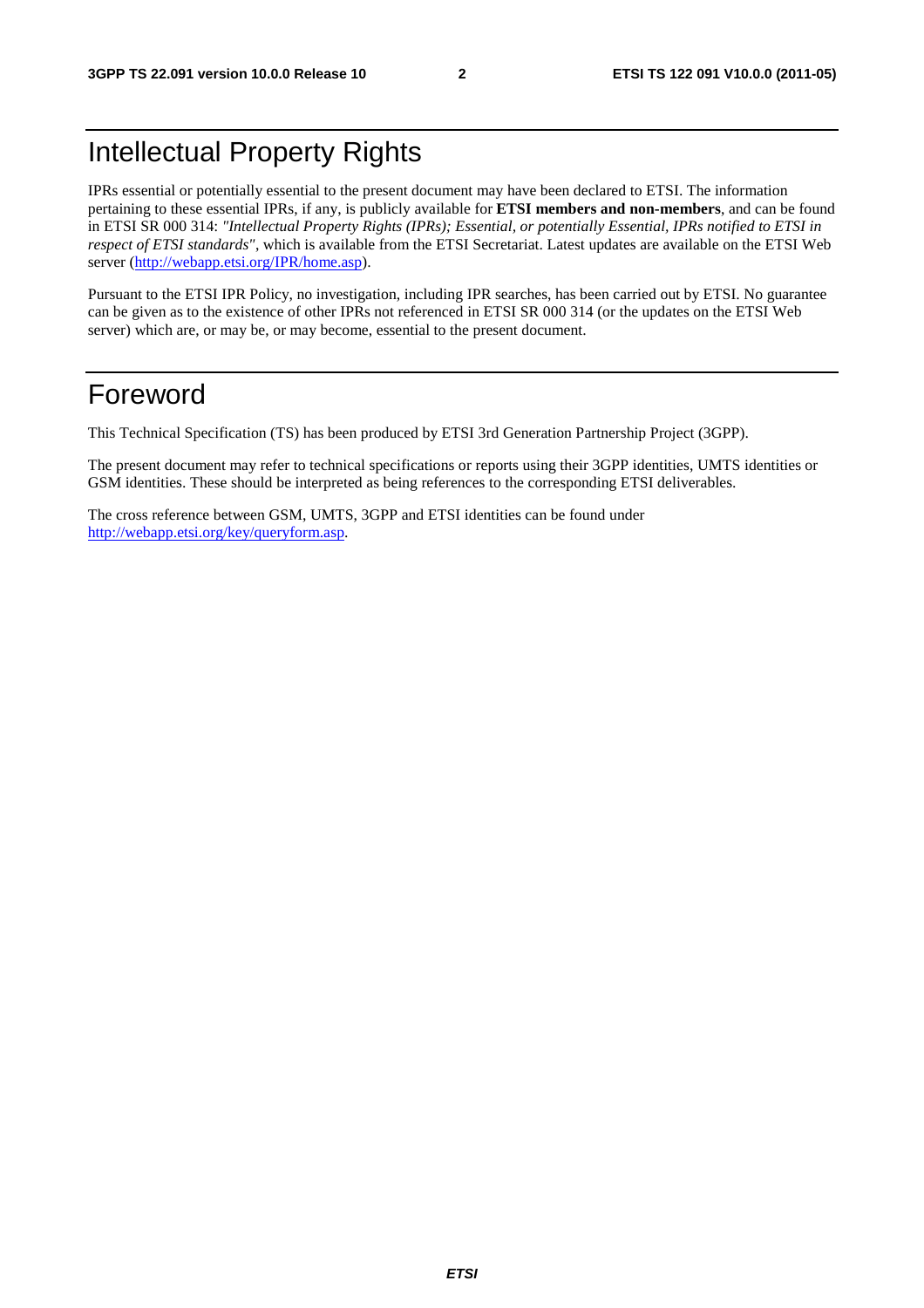# Intellectual Property Rights

IPRs essential or potentially essential to the present document may have been declared to ETSI. The information pertaining to these essential IPRs, if any, is publicly available for **ETSI members and non-members**, and can be found in ETSI SR 000 314: *"Intellectual Property Rights (IPRs); Essential, or potentially Essential, IPRs notified to ETSI in respect of ETSI standards"*, which is available from the ETSI Secretariat. Latest updates are available on the ETSI Web server (http://webapp.etsi.org/IPR/home.asp).

Pursuant to the ETSI IPR Policy, no investigation, including IPR searches, has been carried out by ETSI. No guarantee can be given as to the existence of other IPRs not referenced in ETSI SR 000 314 (or the updates on the ETSI Web server) which are, or may be, or may become, essential to the present document.

# Foreword

This Technical Specification (TS) has been produced by ETSI 3rd Generation Partnership Project (3GPP).

The present document may refer to technical specifications or reports using their 3GPP identities, UMTS identities or GSM identities. These should be interpreted as being references to the corresponding ETSI deliverables.

The cross reference between GSM, UMTS, 3GPP and ETSI identities can be found under http://webapp.etsi.org/key/queryform.asp.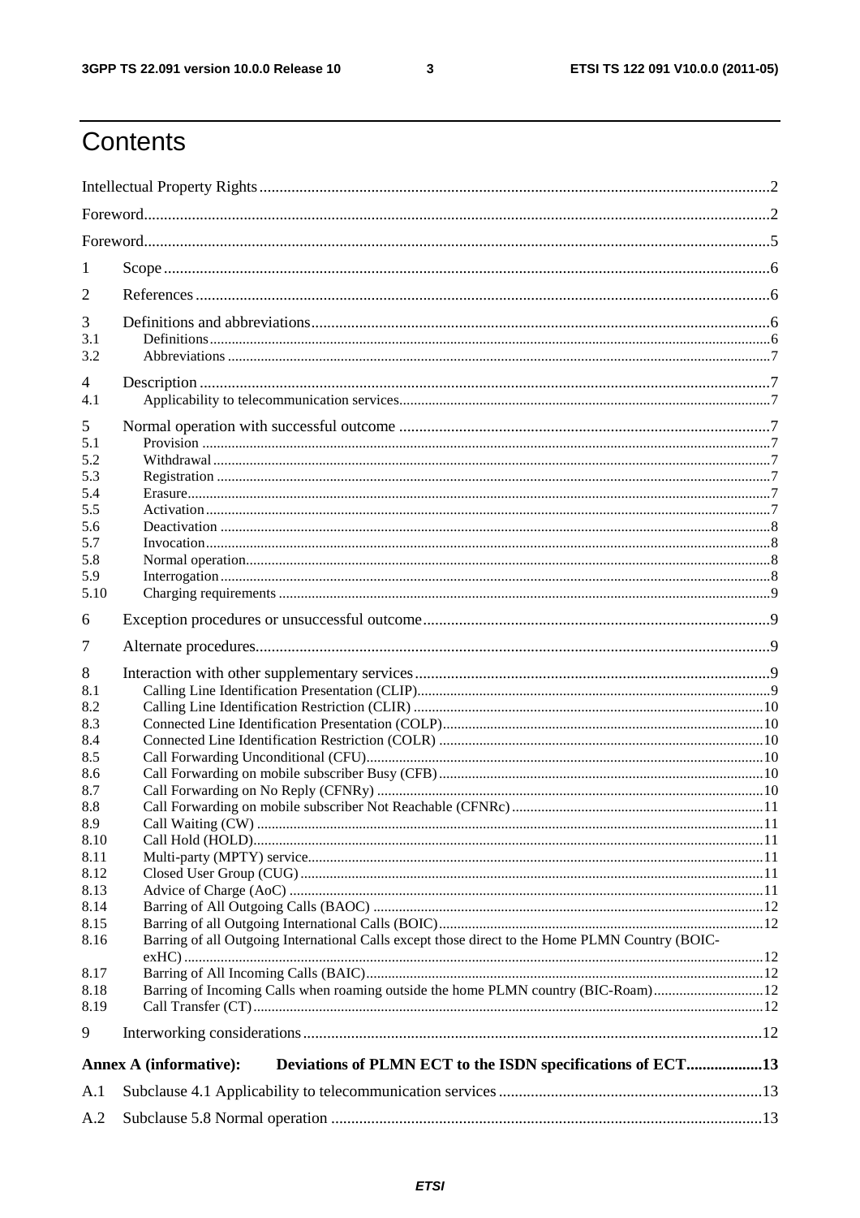# Contents

Intellectual Property Rights .......... 2

Foreword .......... 2

Foreword .......... 5

1 Scope .......... 6

2 References .......... 6

3 Definitions and abbreviations .......... 6

3.1 Definitions .......... 6

3.2 Abbreviations .......... 7

4 Description .......... 7

4.1 Applicability to telecommunication services .......... 7

5 Normal operation with successful outcome .......... 7

5.1 Provision .......... 7

5.2 Withdrawal .......... 7

5.3 Registration .......... 7

5.4 Erasure .......... 7

5.5 Activation .......... 7

5.6 Deactivation .......... 8

5.7 Invocation .......... 8

5.8 Normal operation .......... 8

5.9 Interrogation .......... 8

5.10 Charging requirements .......... 9

6 Exception procedures or unsuccessful outcome .......... 9

7 Alternate procedures .......... 9

8 Interaction with other supplementary services .......... 9

8.1 Calling Line Identification Presentation (CLIP) .......... 9

8.2 Calling Line Identification Restriction (CLIR) .......... 10

8.3 Connected Line Identification Presentation (COLP) .......... 10

8.4 Connected Line Identification Restriction (COLR) .......... 10

8.5 Call Forwarding Unconditional (CFU) .......... 10

8.6 Call Forwarding on mobile subscriber Busy (CFB) .......... 10

8.7 Call Forwarding on No Reply (CFNRy) .......... 10

8.8 Call Forwarding on mobile subscriber Not Reachable (CFNRc) .......... 11

8.9 Call Waiting (CW) .......... 11

8.10 Call Hold (HOLD) .......... 11

8.11 Multi-party (MPTY) service .......... 11

8.12 Closed User Group (CUG) .......... 11

8.13 Advice of Charge (AoC) .......... 11

8.14 Barring of All Outgoing Calls (BAOC) .......... 12

8.15 Barring of all Outgoing International Calls (BOIC) .......... 12

8.16 Barring of all Outgoing International Calls except those direct to the Home PLMN Country (BOIC-exHC) .......... 12

8.17 Barring of All Incoming Calls (BAIC) .......... 12

8.18 Barring of Incoming Calls when roaming outside the home PLMN country (BIC-Roam) .......... 12

8.19 Call Transfer (CT) .......... 12

9 Interworking considerations .......... 12

**Annex A (informative): Deviations of PLMN ECT to the ISDN specifications of ECT .......... 13**

A.1 Subclause 4.1 Applicability to telecommunication services .......... 13

A.2 Subclause 5.8 Normal operation .......... 13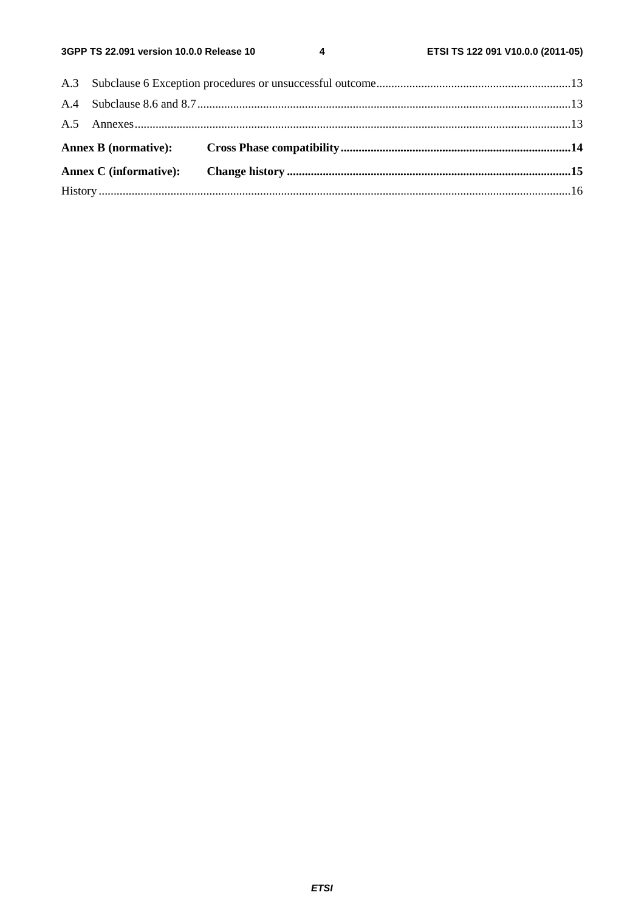A.3 Subclause 6 Exception procedures or unsuccessful outcome ................................................................13

A.4 Subclause 8.6 and 8.7 ...........................................................................................................................13

A.5 Annexes ................................................................................................................................................13

**Annex B (normative): Cross Phase compatibility ............................................................................14**

**Annex C (informative): Change history ..............................................................................................15**

History ............................................................................................................................................................16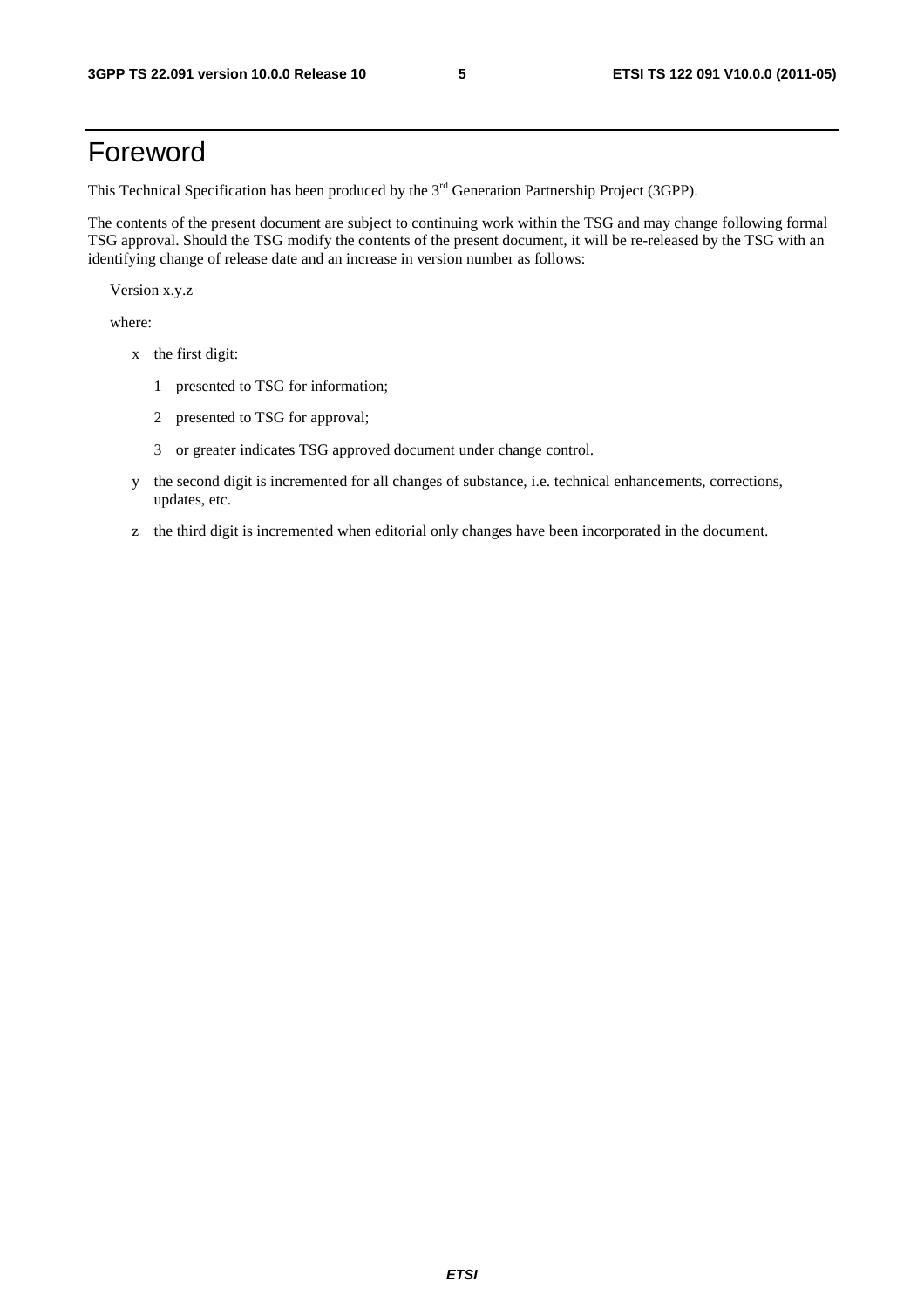# Foreword

This Technical Specification has been produced by the 3rd Generation Partnership Project (3GPP).

The contents of the present document are subject to continuing work within the TSG and may change following formal TSG approval. Should the TSG modify the contents of the present document, it will be re-released by the TSG with an identifying change of release date and an increase in version number as follows:

Version x.y.z

where:

- x the first digit:
  - 1 presented to TSG for information;
  - 2 presented to TSG for approval;
  - 3 or greater indicates TSG approved document under change control.
- y the second digit is incremented for all changes of substance, i.e. technical enhancements, corrections, updates, etc.
- z the third digit is incremented when editorial only changes have been incorporated in the document.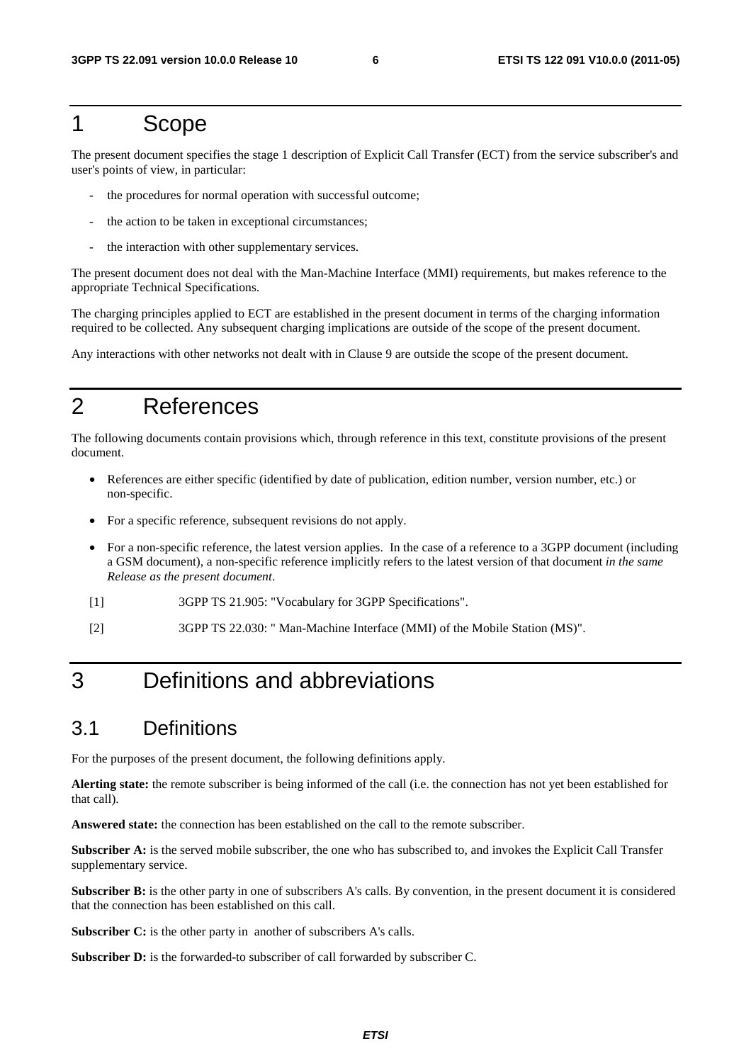# 1 Scope

The present document specifies the stage 1 description of Explicit Call Transfer (ECT) from the service subscriber's and user's points of view, in particular:

- the procedures for normal operation with successful outcome;
- the action to be taken in exceptional circumstances;
- the interaction with other supplementary services.

The present document does not deal with the Man-Machine Interface (MMI) requirements, but makes reference to the appropriate Technical Specifications.

The charging principles applied to ECT are established in the present document in terms of the charging information required to be collected. Any subsequent charging implications are outside of the scope of the present document.

Any interactions with other networks not dealt with in Clause 9 are outside the scope of the present document.

# 2 References

The following documents contain provisions which, through reference in this text, constitute provisions of the present document.

- References are either specific (identified by date of publication, edition number, version number, etc.) or non-specific.
- For a specific reference, subsequent revisions do not apply.
- For a non-specific reference, the latest version applies. In the case of a reference to a 3GPP document (including a GSM document), a non-specific reference implicitly refers to the latest version of that document *in the same Release as the present document*.

[1] 3GPP TS 21.905: "Vocabulary for 3GPP Specifications".

[2] 3GPP TS 22.030: " Man-Machine Interface (MMI) of the Mobile Station (MS)".

# 3 Definitions and abbreviations

## 3.1 Definitions

For the purposes of the present document, the following definitions apply.

**Alerting state:** the remote subscriber is being informed of the call (i.e. the connection has not yet been established for that call).

**Answered state:** the connection has been established on the call to the remote subscriber.

**Subscriber A:** is the served mobile subscriber, the one who has subscribed to, and invokes the Explicit Call Transfer supplementary service.

**Subscriber B:** is the other party in one of subscribers A's calls. By convention, in the present document it is considered that the connection has been established on this call.

**Subscriber C:** is the other party in another of subscribers A's calls.

**Subscriber D:** is the forwarded-to subscriber of call forwarded by subscriber C.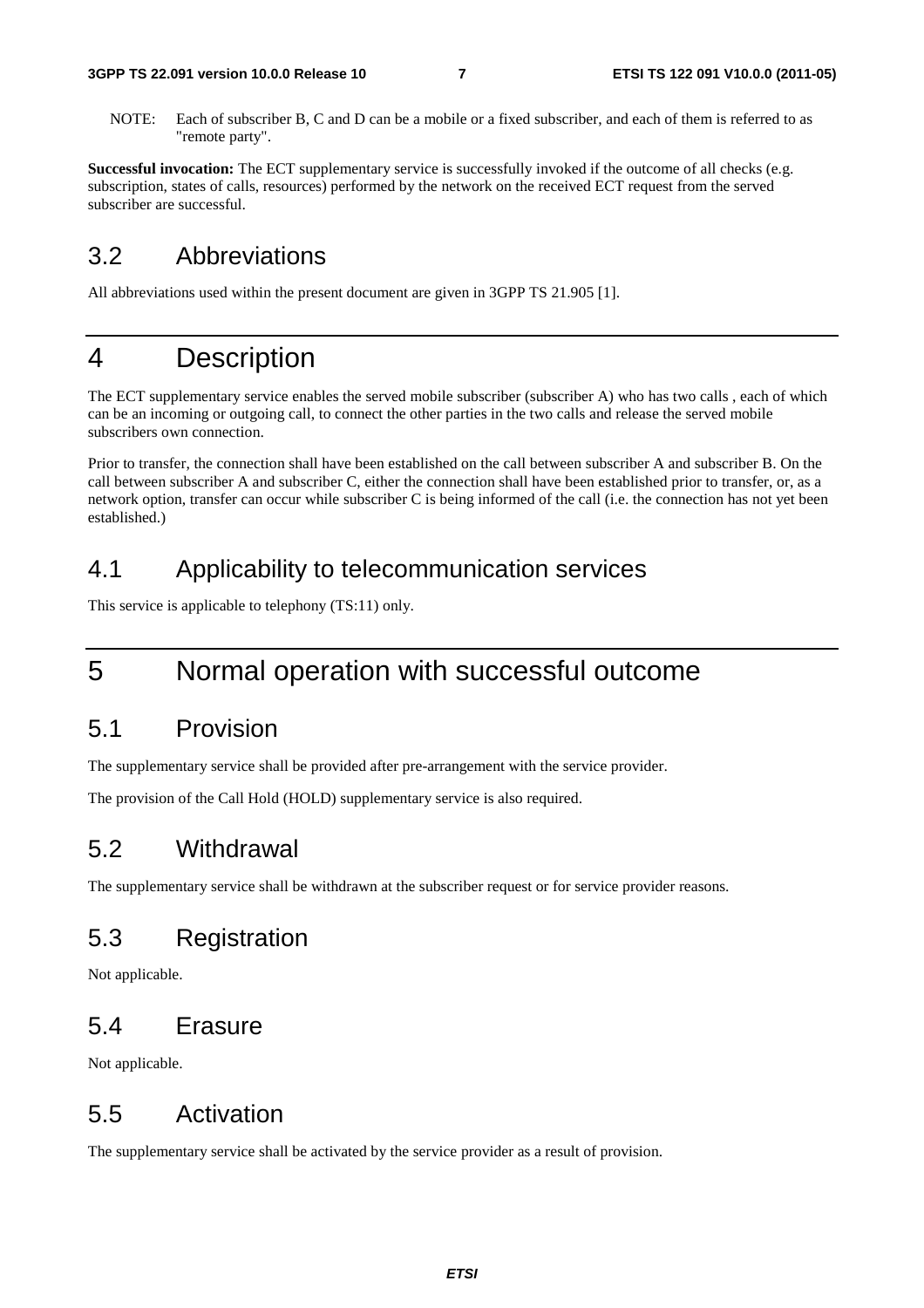NOTE: Each of subscriber B, C and D can be a mobile or a fixed subscriber, and each of them is referred to as "remote party".

**Successful invocation:** The ECT supplementary service is successfully invoked if the outcome of all checks (e.g. subscription, states of calls, resources) performed by the network on the received ECT request from the served subscriber are successful.

## 3.2 Abbreviations

All abbreviations used within the present document are given in 3GPP TS 21.905 [1].

# 4 Description

The ECT supplementary service enables the served mobile subscriber (subscriber A) who has two calls , each of which can be an incoming or outgoing call, to connect the other parties in the two calls and release the served mobile subscribers own connection.

Prior to transfer, the connection shall have been established on the call between subscriber A and subscriber B. On the call between subscriber A and subscriber C, either the connection shall have been established prior to transfer, or, as a network option, transfer can occur while subscriber C is being informed of the call (i.e. the connection has not yet been established.)

## 4.1 Applicability to telecommunication services

This service is applicable to telephony (TS:11) only.

# 5 Normal operation with successful outcome

## 5.1 Provision

The supplementary service shall be provided after pre-arrangement with the service provider.

The provision of the Call Hold (HOLD) supplementary service is also required.

## 5.2 Withdrawal

The supplementary service shall be withdrawn at the subscriber request or for service provider reasons.

## 5.3 Registration

Not applicable.

## 5.4 Erasure

Not applicable.

## 5.5 Activation

The supplementary service shall be activated by the service provider as a result of provision.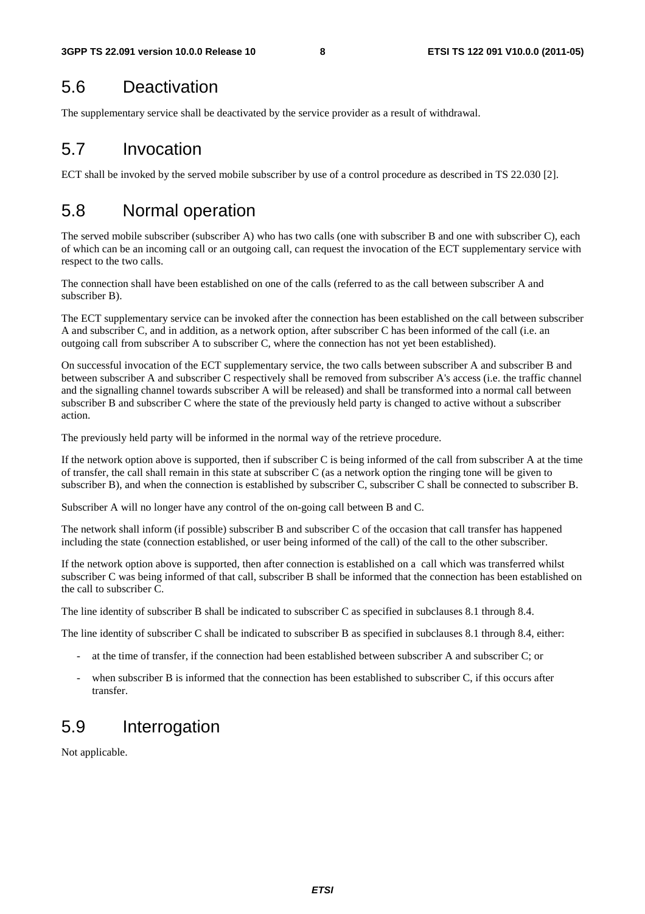## 5.6 Deactivation

The supplementary service shall be deactivated by the service provider as a result of withdrawal.

## 5.7 Invocation

ECT shall be invoked by the served mobile subscriber by use of a control procedure as described in TS 22.030 [2].

## 5.8 Normal operation

The served mobile subscriber (subscriber A) who has two calls (one with subscriber B and one with subscriber C), each of which can be an incoming call or an outgoing call, can request the invocation of the ECT supplementary service with respect to the two calls.

The connection shall have been established on one of the calls (referred to as the call between subscriber A and subscriber B).

The ECT supplementary service can be invoked after the connection has been established on the call between subscriber A and subscriber C, and in addition, as a network option, after subscriber C has been informed of the call (i.e. an outgoing call from subscriber A to subscriber C, where the connection has not yet been established).

On successful invocation of the ECT supplementary service, the two calls between subscriber A and subscriber B and between subscriber A and subscriber C respectively shall be removed from subscriber A's access (i.e. the traffic channel and the signalling channel towards subscriber A will be released) and shall be transformed into a normal call between subscriber B and subscriber C where the state of the previously held party is changed to active without a subscriber action.

The previously held party will be informed in the normal way of the retrieve procedure.

If the network option above is supported, then if subscriber C is being informed of the call from subscriber A at the time of transfer, the call shall remain in this state at subscriber C (as a network option the ringing tone will be given to subscriber B), and when the connection is established by subscriber C, subscriber C shall be connected to subscriber B.

Subscriber A will no longer have any control of the on-going call between B and C.

The network shall inform (if possible) subscriber B and subscriber C of the occasion that call transfer has happened including the state (connection established, or user being informed of the call) of the call to the other subscriber.

If the network option above is supported, then after connection is established on a call which was transferred whilst subscriber C was being informed of that call, subscriber B shall be informed that the connection has been established on the call to subscriber C.

The line identity of subscriber B shall be indicated to subscriber C as specified in subclauses 8.1 through 8.4.

The line identity of subscriber C shall be indicated to subscriber B as specified in subclauses 8.1 through 8.4, either:

- at the time of transfer, if the connection had been established between subscriber A and subscriber C; or
- when subscriber B is informed that the connection has been established to subscriber C, if this occurs after transfer.

## 5.9 Interrogation

Not applicable.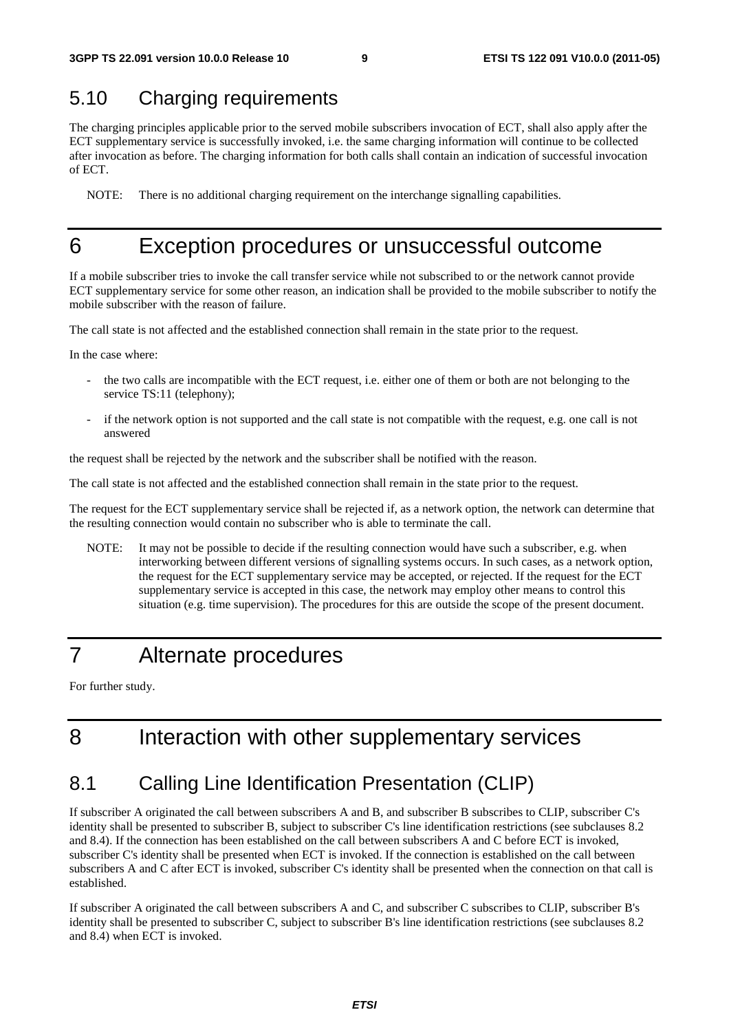## 5.10 Charging requirements

The charging principles applicable prior to the served mobile subscribers invocation of ECT, shall also apply after the ECT supplementary service is successfully invoked, i.e. the same charging information will continue to be collected after invocation as before. The charging information for both calls shall contain an indication of successful invocation of ECT.

NOTE: There is no additional charging requirement on the interchange signalling capabilities.

# 6 Exception procedures or unsuccessful outcome

If a mobile subscriber tries to invoke the call transfer service while not subscribed to or the network cannot provide ECT supplementary service for some other reason, an indication shall be provided to the mobile subscriber to notify the mobile subscriber with the reason of failure.

The call state is not affected and the established connection shall remain in the state prior to the request.

In the case where:

- the two calls are incompatible with the ECT request, i.e. either one of them or both are not belonging to the service TS:11 (telephony);
- if the network option is not supported and the call state is not compatible with the request, e.g. one call is not answered

the request shall be rejected by the network and the subscriber shall be notified with the reason.

The call state is not affected and the established connection shall remain in the state prior to the request.

The request for the ECT supplementary service shall be rejected if, as a network option, the network can determine that the resulting connection would contain no subscriber who is able to terminate the call.

NOTE: It may not be possible to decide if the resulting connection would have such a subscriber, e.g. when interworking between different versions of signalling systems occurs. In such cases, as a network option, the request for the ECT supplementary service may be accepted, or rejected. If the request for the ECT supplementary service is accepted in this case, the network may employ other means to control this situation (e.g. time supervision). The procedures for this are outside the scope of the present document.

# 7 Alternate procedures

For further study.

# 8 Interaction with other supplementary services

## 8.1 Calling Line Identification Presentation (CLIP)

If subscriber A originated the call between subscribers A and B, and subscriber B subscribes to CLIP, subscriber C's identity shall be presented to subscriber B, subject to subscriber C's line identification restrictions (see subclauses 8.2 and 8.4). If the connection has been established on the call between subscribers A and C before ECT is invoked, subscriber C's identity shall be presented when ECT is invoked. If the connection is established on the call between subscribers A and C after ECT is invoked, subscriber C's identity shall be presented when the connection on that call is established.

If subscriber A originated the call between subscribers A and C, and subscriber C subscribes to CLIP, subscriber B's identity shall be presented to subscriber C, subject to subscriber B's line identification restrictions (see subclauses 8.2 and 8.4) when ECT is invoked.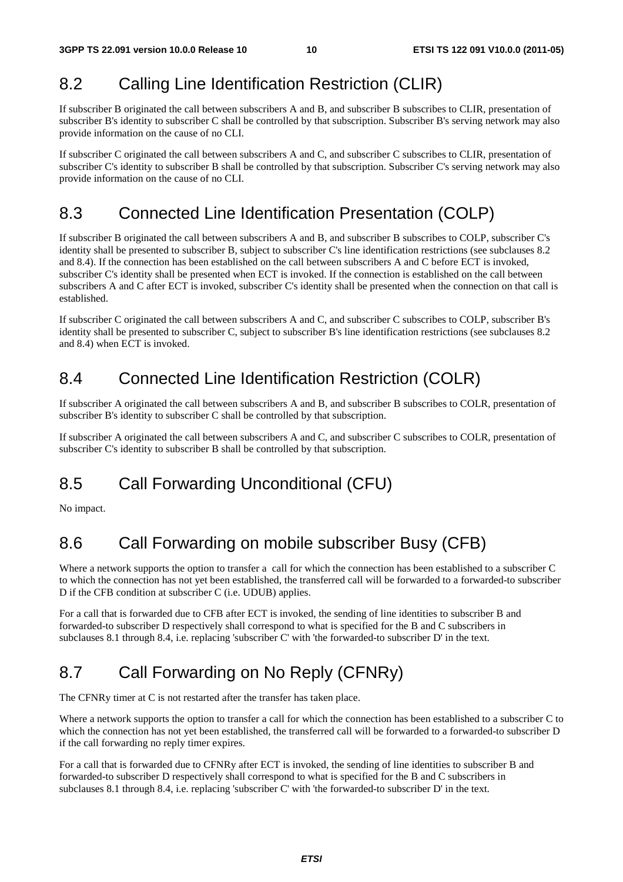## 8.2 Calling Line Identification Restriction (CLIR)

If subscriber B originated the call between subscribers A and B, and subscriber B subscribes to CLIR, presentation of subscriber B's identity to subscriber C shall be controlled by that subscription. Subscriber B's serving network may also provide information on the cause of no CLI.

If subscriber C originated the call between subscribers A and C, and subscriber C subscribes to CLIR, presentation of subscriber C's identity to subscriber B shall be controlled by that subscription. Subscriber C's serving network may also provide information on the cause of no CLI.

## 8.3 Connected Line Identification Presentation (COLP)

If subscriber B originated the call between subscribers A and B, and subscriber B subscribes to COLP, subscriber C's identity shall be presented to subscriber B, subject to subscriber C's line identification restrictions (see subclauses 8.2 and 8.4). If the connection has been established on the call between subscribers A and C before ECT is invoked, subscriber C's identity shall be presented when ECT is invoked. If the connection is established on the call between subscribers A and C after ECT is invoked, subscriber C's identity shall be presented when the connection on that call is established.

If subscriber C originated the call between subscribers A and C, and subscriber C subscribes to COLP, subscriber B's identity shall be presented to subscriber C, subject to subscriber B's line identification restrictions (see subclauses 8.2 and 8.4) when ECT is invoked.

## 8.4 Connected Line Identification Restriction (COLR)

If subscriber A originated the call between subscribers A and B, and subscriber B subscribes to COLR, presentation of subscriber B's identity to subscriber C shall be controlled by that subscription.

If subscriber A originated the call between subscribers A and C, and subscriber C subscribes to COLR, presentation of subscriber C's identity to subscriber B shall be controlled by that subscription.

## 8.5 Call Forwarding Unconditional (CFU)

No impact.

## 8.6 Call Forwarding on mobile subscriber Busy (CFB)

Where a network supports the option to transfer a call for which the connection has been established to a subscriber C to which the connection has not yet been established, the transferred call will be forwarded to a forwarded-to subscriber D if the CFB condition at subscriber C (i.e. UDUB) applies.

For a call that is forwarded due to CFB after ECT is invoked, the sending of line identities to subscriber B and forwarded-to subscriber D respectively shall correspond to what is specified for the B and C subscribers in subclauses 8.1 through 8.4, i.e. replacing 'subscriber C' with 'the forwarded-to subscriber D' in the text.

## 8.7 Call Forwarding on No Reply (CFNRy)

The CFNRy timer at C is not restarted after the transfer has taken place.

Where a network supports the option to transfer a call for which the connection has been established to a subscriber C to which the connection has not yet been established, the transferred call will be forwarded to a forwarded-to subscriber D if the call forwarding no reply timer expires.

For a call that is forwarded due to CFNRy after ECT is invoked, the sending of line identities to subscriber B and forwarded-to subscriber D respectively shall correspond to what is specified for the B and C subscribers in subclauses 8.1 through 8.4, i.e. replacing 'subscriber C' with 'the forwarded-to subscriber D' in the text.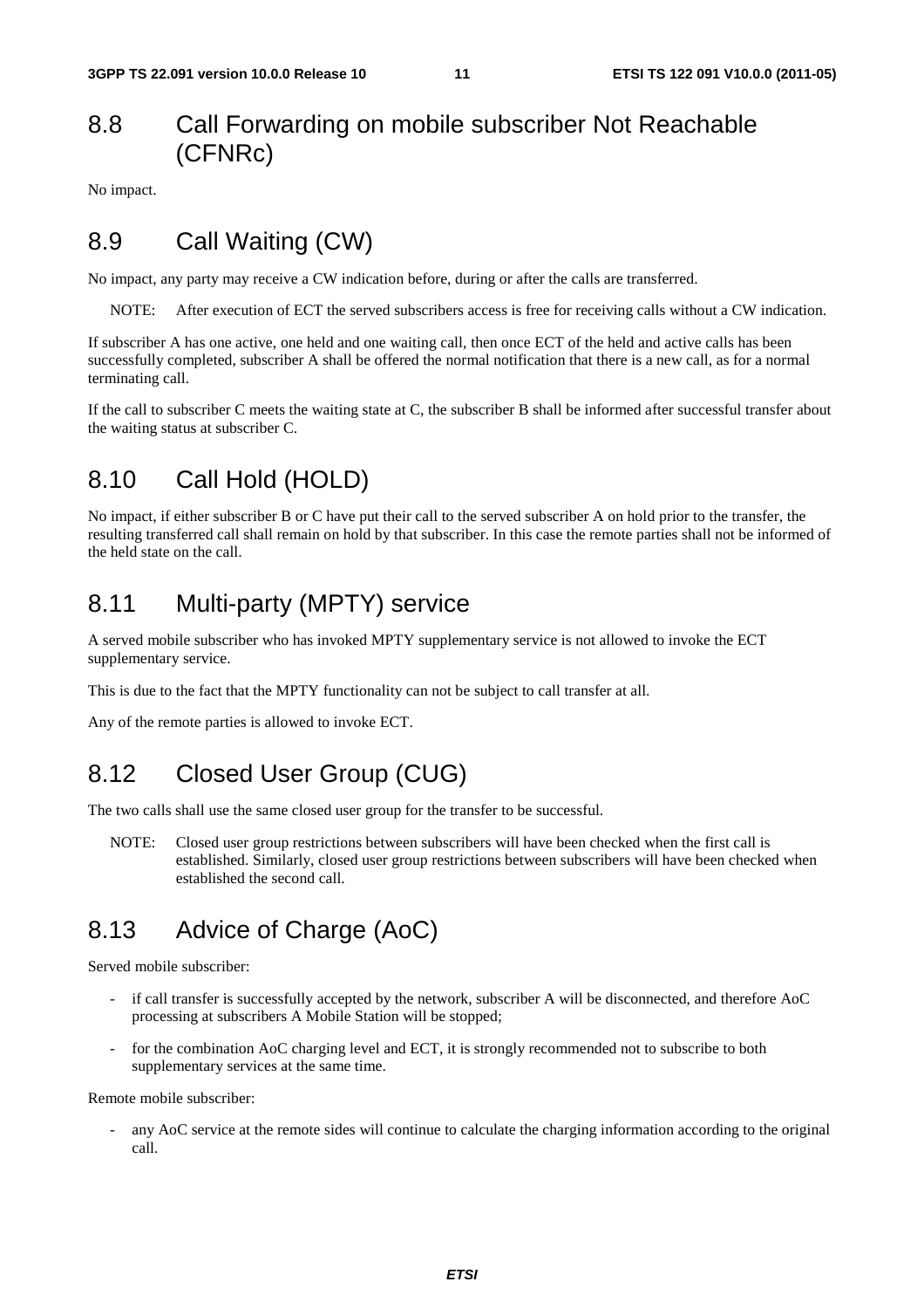## 8.8 Call Forwarding on mobile subscriber Not Reachable (CFNRc)

No impact.

## 8.9 Call Waiting (CW)

No impact, any party may receive a CW indication before, during or after the calls are transferred.

NOTE: After execution of ECT the served subscribers access is free for receiving calls without a CW indication.

If subscriber A has one active, one held and one waiting call, then once ECT of the held and active calls has been successfully completed, subscriber A shall be offered the normal notification that there is a new call, as for a normal terminating call.

If the call to subscriber C meets the waiting state at C, the subscriber B shall be informed after successful transfer about the waiting status at subscriber C.

## 8.10 Call Hold (HOLD)

No impact, if either subscriber B or C have put their call to the served subscriber A on hold prior to the transfer, the resulting transferred call shall remain on hold by that subscriber. In this case the remote parties shall not be informed of the held state on the call.

## 8.11 Multi-party (MPTY) service

A served mobile subscriber who has invoked MPTY supplementary service is not allowed to invoke the ECT supplementary service.

This is due to the fact that the MPTY functionality can not be subject to call transfer at all.

Any of the remote parties is allowed to invoke ECT.

## 8.12 Closed User Group (CUG)

The two calls shall use the same closed user group for the transfer to be successful.

NOTE: Closed user group restrictions between subscribers will have been checked when the first call is established. Similarly, closed user group restrictions between subscribers will have been checked when established the second call.

## 8.13 Advice of Charge (AoC)

Served mobile subscriber:

- if call transfer is successfully accepted by the network, subscriber A will be disconnected, and therefore AoC processing at subscribers A Mobile Station will be stopped;
- for the combination AoC charging level and ECT, it is strongly recommended not to subscribe to both supplementary services at the same time.

Remote mobile subscriber:

- any AoC service at the remote sides will continue to calculate the charging information according to the original call.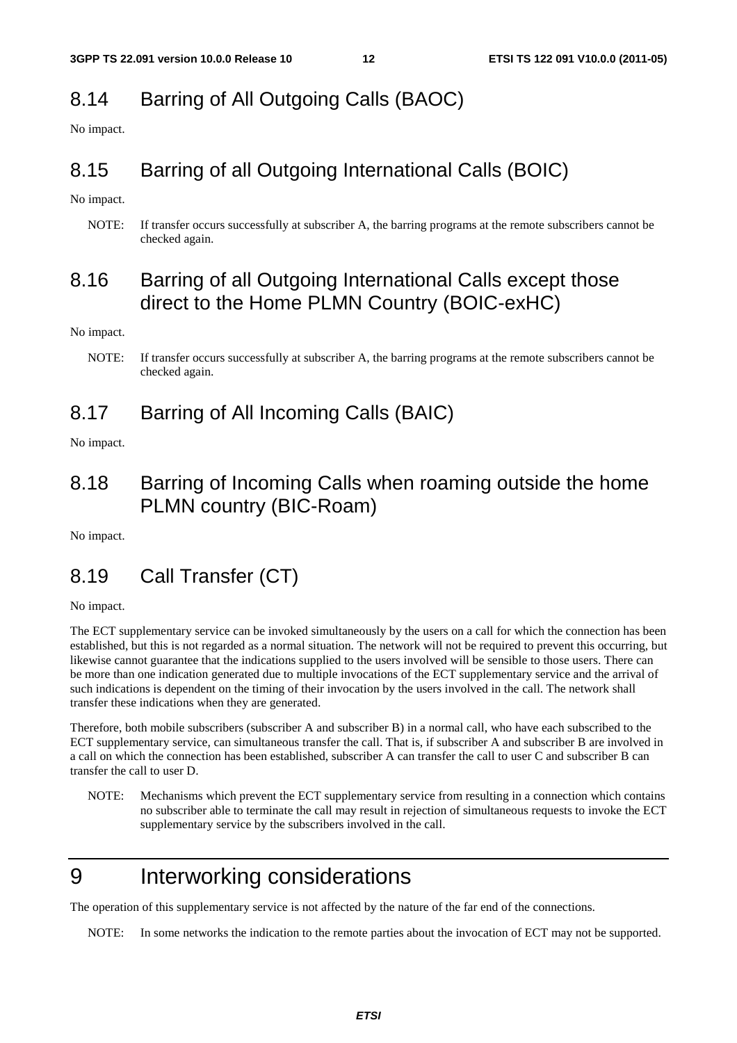## 8.14 Barring of All Outgoing Calls (BAOC)

No impact.

## 8.15 Barring of all Outgoing International Calls (BOIC)

No impact.

NOTE: If transfer occurs successfully at subscriber A, the barring programs at the remote subscribers cannot be checked again.

## 8.16 Barring of all Outgoing International Calls except those direct to the Home PLMN Country (BOIC-exHC)

No impact.

NOTE: If transfer occurs successfully at subscriber A, the barring programs at the remote subscribers cannot be checked again.

## 8.17 Barring of All Incoming Calls (BAIC)

No impact.

## 8.18 Barring of Incoming Calls when roaming outside the home PLMN country (BIC-Roam)

No impact.

## 8.19 Call Transfer (CT)

No impact.

The ECT supplementary service can be invoked simultaneously by the users on a call for which the connection has been established, but this is not regarded as a normal situation. The network will not be required to prevent this occurring, but likewise cannot guarantee that the indications supplied to the users involved will be sensible to those users. There can be more than one indication generated due to multiple invocations of the ECT supplementary service and the arrival of such indications is dependent on the timing of their invocation by the users involved in the call. The network shall transfer these indications when they are generated.

Therefore, both mobile subscribers (subscriber A and subscriber B) in a normal call, who have each subscribed to the ECT supplementary service, can simultaneous transfer the call. That is, if subscriber A and subscriber B are involved in a call on which the connection has been established, subscriber A can transfer the call to user C and subscriber B can transfer the call to user D.

NOTE: Mechanisms which prevent the ECT supplementary service from resulting in a connection which contains no subscriber able to terminate the call may result in rejection of simultaneous requests to invoke the ECT supplementary service by the subscribers involved in the call.

# 9 Interworking considerations

The operation of this supplementary service is not affected by the nature of the far end of the connections.

NOTE: In some networks the indication to the remote parties about the invocation of ECT may not be supported.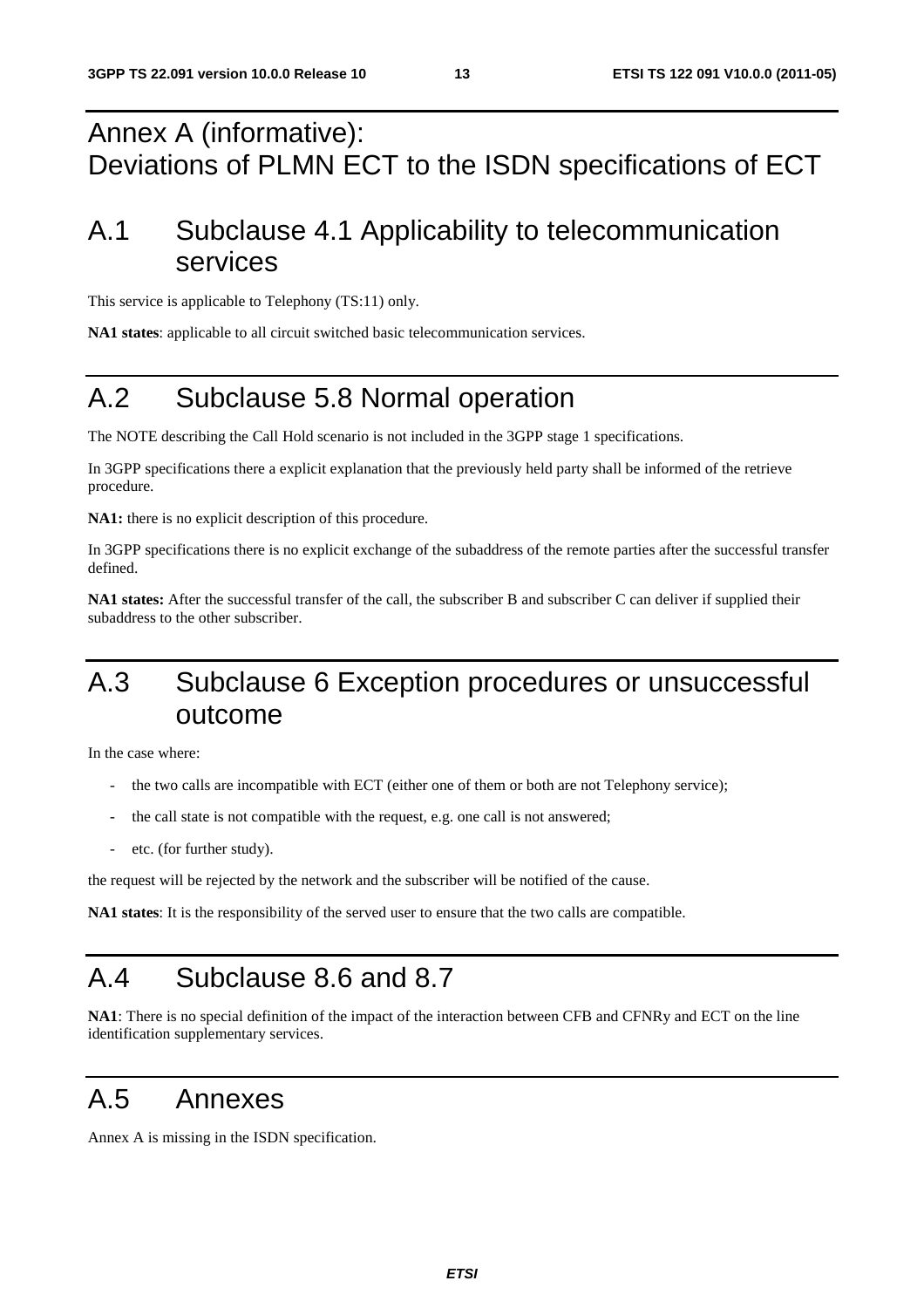# Annex A (informative): Deviations of PLMN ECT to the ISDN specifications of ECT

## A.1 Subclause 4.1 Applicability to telecommunication services

This service is applicable to Telephony (TS:11) only.

**NA1 states**: applicable to all circuit switched basic telecommunication services.

## A.2 Subclause 5.8 Normal operation

The NOTE describing the Call Hold scenario is not included in the 3GPP stage 1 specifications.

In 3GPP specifications there a explicit explanation that the previously held party shall be informed of the retrieve procedure.

**NA1:** there is no explicit description of this procedure.

In 3GPP specifications there is no explicit exchange of the subaddress of the remote parties after the successful transfer defined.

**NA1 states:** After the successful transfer of the call, the subscriber B and subscriber C can deliver if supplied their subaddress to the other subscriber.

## A.3 Subclause 6 Exception procedures or unsuccessful outcome

In the case where:

- the two calls are incompatible with ECT (either one of them or both are not Telephony service);
- the call state is not compatible with the request, e.g. one call is not answered;
- etc. (for further study).

the request will be rejected by the network and the subscriber will be notified of the cause.

**NA1 states**: It is the responsibility of the served user to ensure that the two calls are compatible.

## A.4 Subclause 8.6 and 8.7

**NA1**: There is no special definition of the impact of the interaction between CFB and CFNRy and ECT on the line identification supplementary services.

## A.5 Annexes

Annex A is missing in the ISDN specification.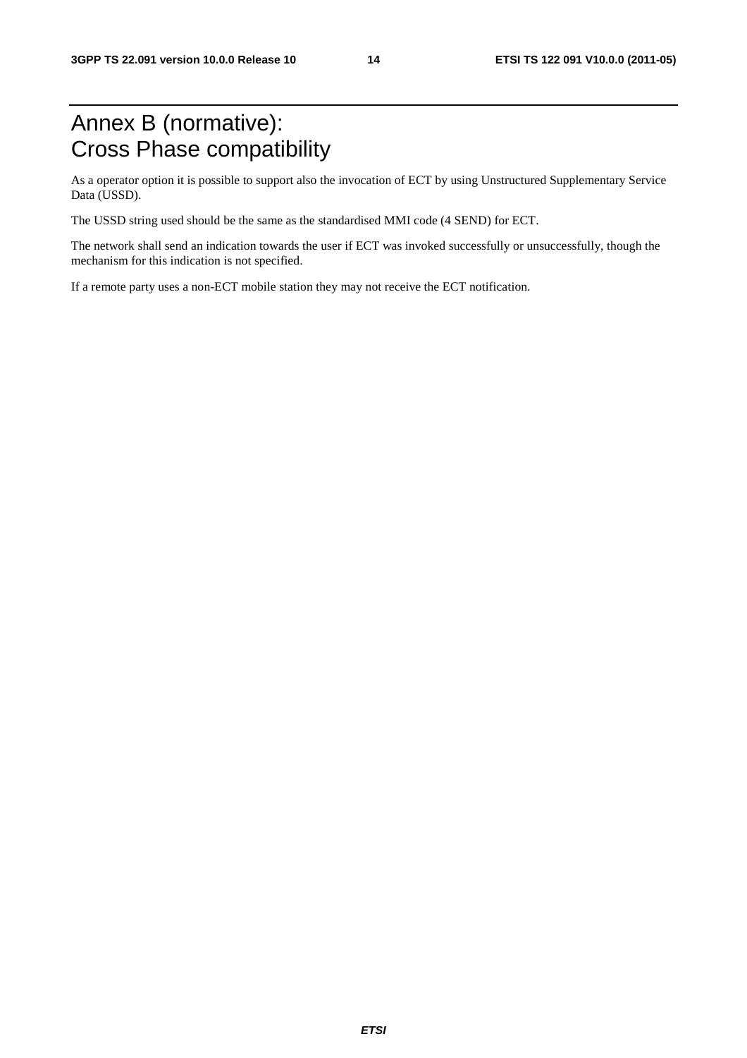# Annex B (normative): Cross Phase compatibility

As a operator option it is possible to support also the invocation of ECT by using Unstructured Supplementary Service Data (USSD).

The USSD string used should be the same as the standardised MMI code (4 SEND) for ECT.

The network shall send an indication towards the user if ECT was invoked successfully or unsuccessfully, though the mechanism for this indication is not specified.

If a remote party uses a non-ECT mobile station they may not receive the ECT notification.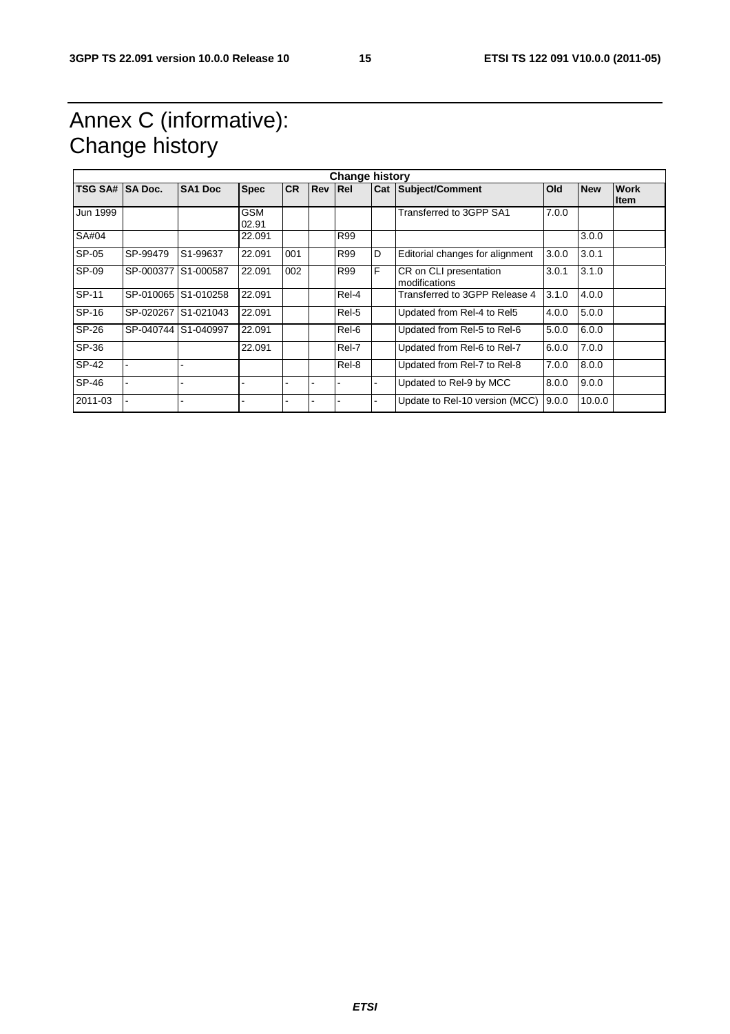# Annex C (informative): Change history

| Change history | | | | | | | | | | | |
|---|---|---|---|---|---|---|---|---|---|---|---|
| **TSG SA#** | **SA Doc.** | **SA1 Doc** | **Spec** | **CR** | **Rev** | **Rel** | **Cat** | **Subject/Comment** | **Old** | **New** | **Work Item** |
| Jun 1999 | | | GSM 02.91 | | | | | Transferred to 3GPP SA1 | 7.0.0 | | |
| SA#04 | | | 22.091 | | | R99 | | | | 3.0.0 | |
| SP-05 | SP-99479 | S1-99637 | 22.091 | 001 | | R99 | D | Editorial changes for alignment | 3.0.0 | 3.0.1 | |
| SP-09 | SP-000377 | S1-000587 | 22.091 | 002 | | R99 | F | CR on CLI presentation modifications | 3.0.1 | 3.1.0 | |
| SP-11 | SP-010065 | S1-010258 | 22.091 | | | Rel-4 | | Transferred to 3GPP Release 4 | 3.1.0 | 4.0.0 | |
| SP-16 | SP-020267 | S1-021043 | 22.091 | | | Rel-5 | | Updated from Rel-4 to Rel5 | 4.0.0 | 5.0.0 | |
| SP-26 | SP-040744 | S1-040997 | 22.091 | | | Rel-6 | | Updated from Rel-5 to Rel-6 | 5.0.0 | 6.0.0 | |
| SP-36 | | | 22.091 | | | Rel-7 | | Updated from Rel-6 to Rel-7 | 6.0.0 | 7.0.0 | |
| SP-42 | - | - | | | | Rel-8 | | Updated from Rel-7 to Rel-8 | 7.0.0 | 8.0.0 | |
| SP-46 | - | - | - | - | - | - | - | Updated to Rel-9 by MCC | 8.0.0 | 9.0.0 | |
| 2011-03 | - | - | - | - | - | - | - | Update to Rel-10 version (MCC) | 9.0.0 | 10.0.0 | |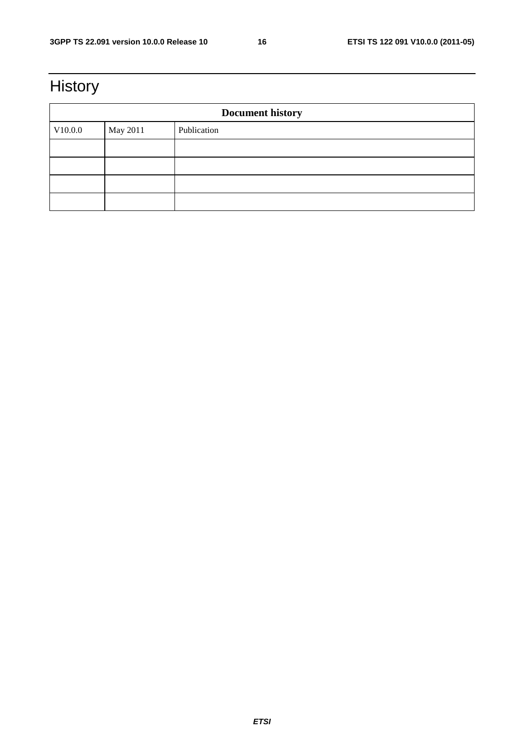# History

| Document history | | |
|---|---|---|
| V10.0.0 | May 2011 | Publication |
| | | |
| | | |
| | | |
| | | |